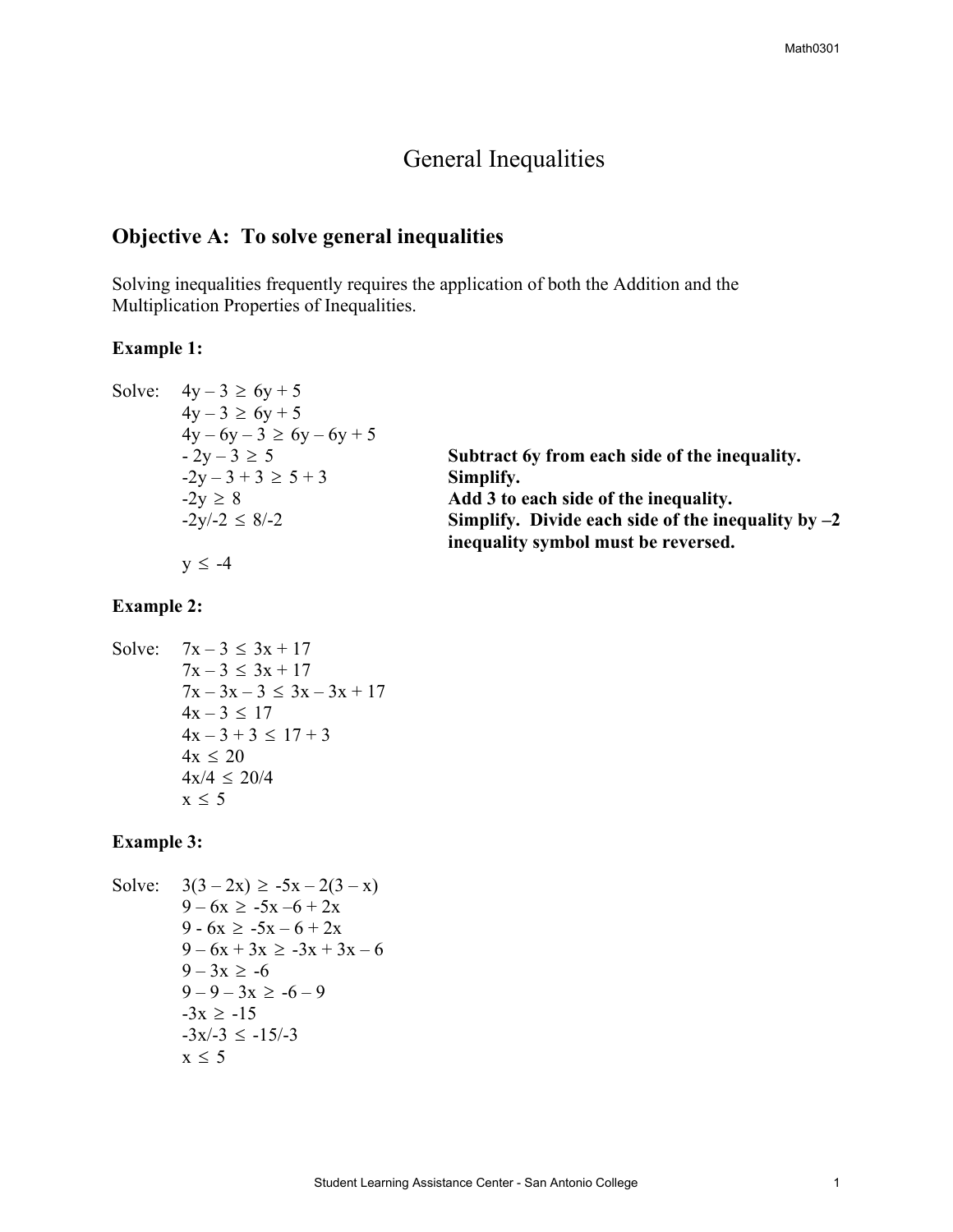# General Inequalities

## Objective A: To solve general inequalities

Solving inequalities frequently requires the application of both the Addition and the Multiplication Properties of Inequalities.

**Example 1:**

Solve: $4y - 3 \geq 6y + 5$

$4y - 3 \geq 6y + 5$

$4y - 6y - 3 \geq 6y - 6y + 5$

$-2y - 3 \geq 5$ **Subtract 6y from each side of the inequality.**

$-2y - 3 + 3 \geq 5 + 3$ **Simplify.**

$-2y \geq 8$ **Add 3 to each side of the inequality.**

$-2y/-2 \leq 8/-2$ **Simplify. Divide each side of the inequality by –2 inequality symbol must be reversed.**

$y \leq -4$

**Example 2:**

Solve: $7x - 3 \leq 3x + 17$

$7x - 3 \leq 3x + 17$

$7x - 3x - 3 \leq 3x - 3x + 17$

$4x - 3 \leq 17$

$4x - 3 + 3 \leq 17 + 3$

$4x \leq 20$

$4x/4 \leq 20/4$

$x \leq 5$

**Example 3:**

Solve: $3(3 - 2x) \geq -5x - 2(3 - x)$

$9 - 6x \geq -5x - 6 + 2x$

$9 - 6x \geq -5x - 6 + 2x$

$9 - 6x + 3x \geq -3x + 3x - 6$

$9 - 3x \geq -6$

$9 - 9 - 3x \geq -6 - 9$

$-3x \geq -15$

$-3x/-3 \leq -15/-3$

$x \leq 5$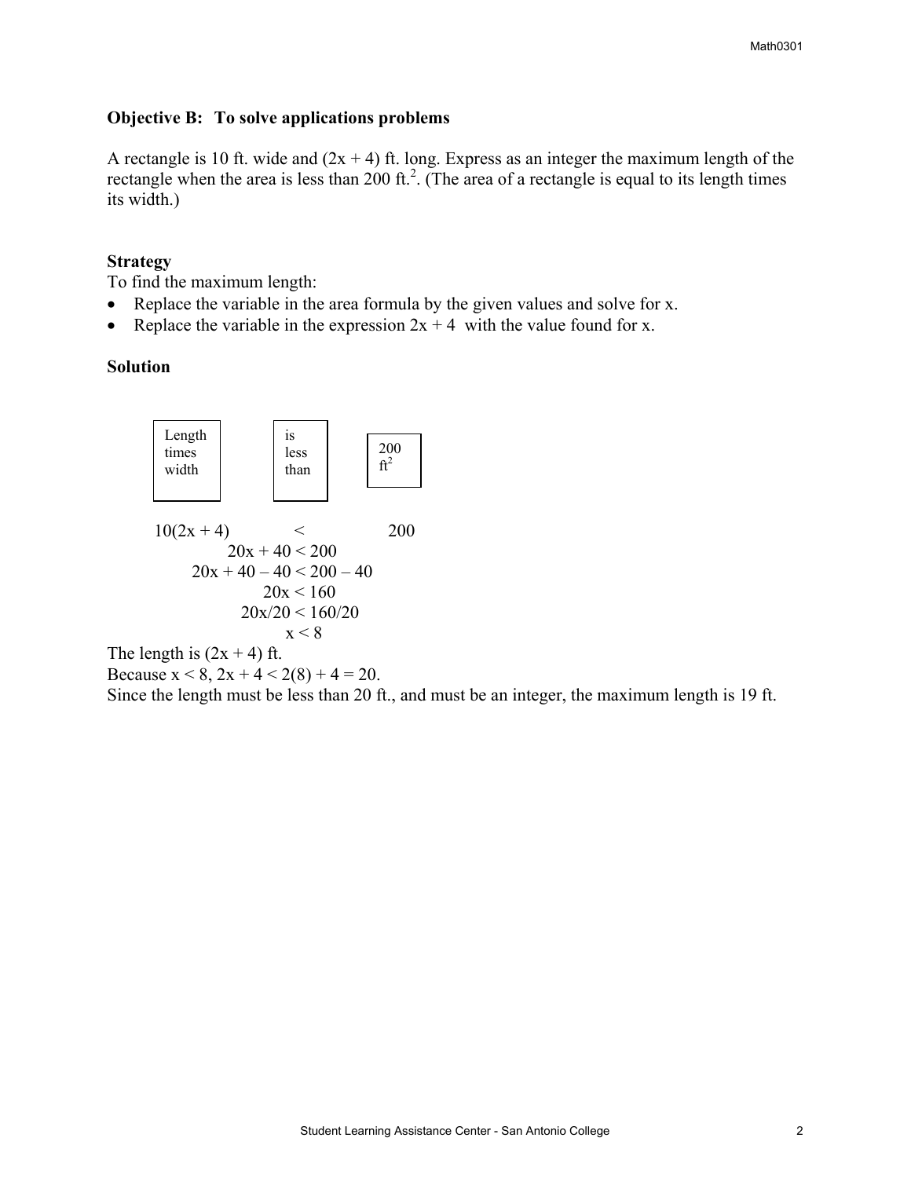### Objective B: To solve applications problems

A rectangle is 10 ft. wide and $(2x + 4)$ ft. long. Express as an integer the maximum length of the rectangle when the area is less than 200 $ft.^2$. (The area of a rectangle is equal to its length times its width.)

**Strategy**

To find the maximum length:

- Replace the variable in the area formula by the given values and solve for x.
- Replace the variable in the expression $2x + 4$ with the value found for x.

**Solution**

| Length times width | is less than | 200 $ft^2$ |
| --- | --- | --- |
| $10(2x + 4)$ | $<$ | $200$ |

$$20x + 40 < 200$$

$$20x + 40 - 40 < 200 - 40$$

$$20x < 160$$

$$20x/20 < 160/20$$

$$x < 8$$

The length is $(2x + 4)$ ft.

Because $x < 8$, $2x + 4 < 2(8) + 4 = 20$.

Since the length must be less than 20 ft., and must be an integer, the maximum length is 19 ft.